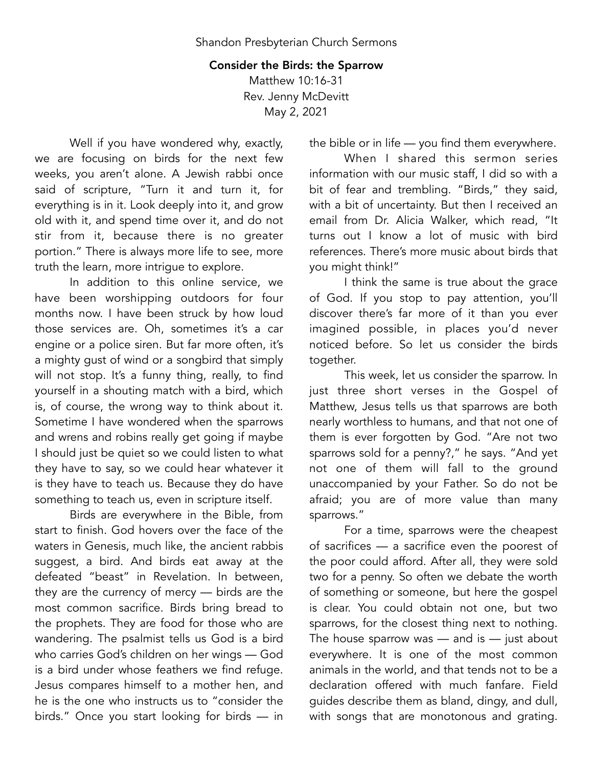Shandon Presbyterian Church Sermons

# Consider the Birds: the Sparrow

Matthew 10:16-31
Rev. Jenny McDevitt
May 2, 2021

Well if you have wondered why, exactly, we are focusing on birds for the next few weeks, you aren't alone. A Jewish rabbi once said of scripture, "Turn it and turn it, for everything is in it. Look deeply into it, and grow old with it, and spend time over it, and do not stir from it, because there is no greater portion." There is always more life to see, more truth the learn, more intrigue to explore.

In addition to this online service, we have been worshipping outdoors for four months now. I have been struck by how loud those services are. Oh, sometimes it's a car engine or a police siren. But far more often, it's a mighty gust of wind or a songbird that simply will not stop. It's a funny thing, really, to find yourself in a shouting match with a bird, which is, of course, the wrong way to think about it. Sometime I have wondered when the sparrows and wrens and robins really get going if maybe I should just be quiet so we could listen to what they have to say, so we could hear whatever it is they have to teach us. Because they do have something to teach us, even in scripture itself.

Birds are everywhere in the Bible, from start to finish. God hovers over the face of the waters in Genesis, much like, the ancient rabbis suggest, a bird. And birds eat away at the defeated "beast" in Revelation. In between, they are the currency of mercy — birds are the most common sacrifice. Birds bring bread to the prophets. They are food for those who are wandering. The psalmist tells us God is a bird who carries God's children on her wings — God is a bird under whose feathers we find refuge. Jesus compares himself to a mother hen, and he is the one who instructs us to "consider the birds." Once you start looking for birds — in the bible or in life — you find them everywhere.

When I shared this sermon series information with our music staff, I did so with a bit of fear and trembling. "Birds," they said, with a bit of uncertainty. But then I received an email from Dr. Alicia Walker, which read, "It turns out I know a lot of music with bird references. There's more music about birds that you might think!"

I think the same is true about the grace of God. If you stop to pay attention, you'll discover there's far more of it than you ever imagined possible, in places you'd never noticed before. So let us consider the birds together.

This week, let us consider the sparrow. In just three short verses in the Gospel of Matthew, Jesus tells us that sparrows are both nearly worthless to humans, and that not one of them is ever forgotten by God. "Are not two sparrows sold for a penny?," he says. "And yet not one of them will fall to the ground unaccompanied by your Father. So do not be afraid; you are of more value than many sparrows."

For a time, sparrows were the cheapest of sacrifices — a sacrifice even the poorest of the poor could afford. After all, they were sold two for a penny. So often we debate the worth of something or someone, but here the gospel is clear. You could obtain not one, but two sparrows, for the closest thing next to nothing. The house sparrow was — and is — just about everywhere. It is one of the most common animals in the world, and that tends not to be a declaration offered with much fanfare. Field guides describe them as bland, dingy, and dull, with songs that are monotonous and grating.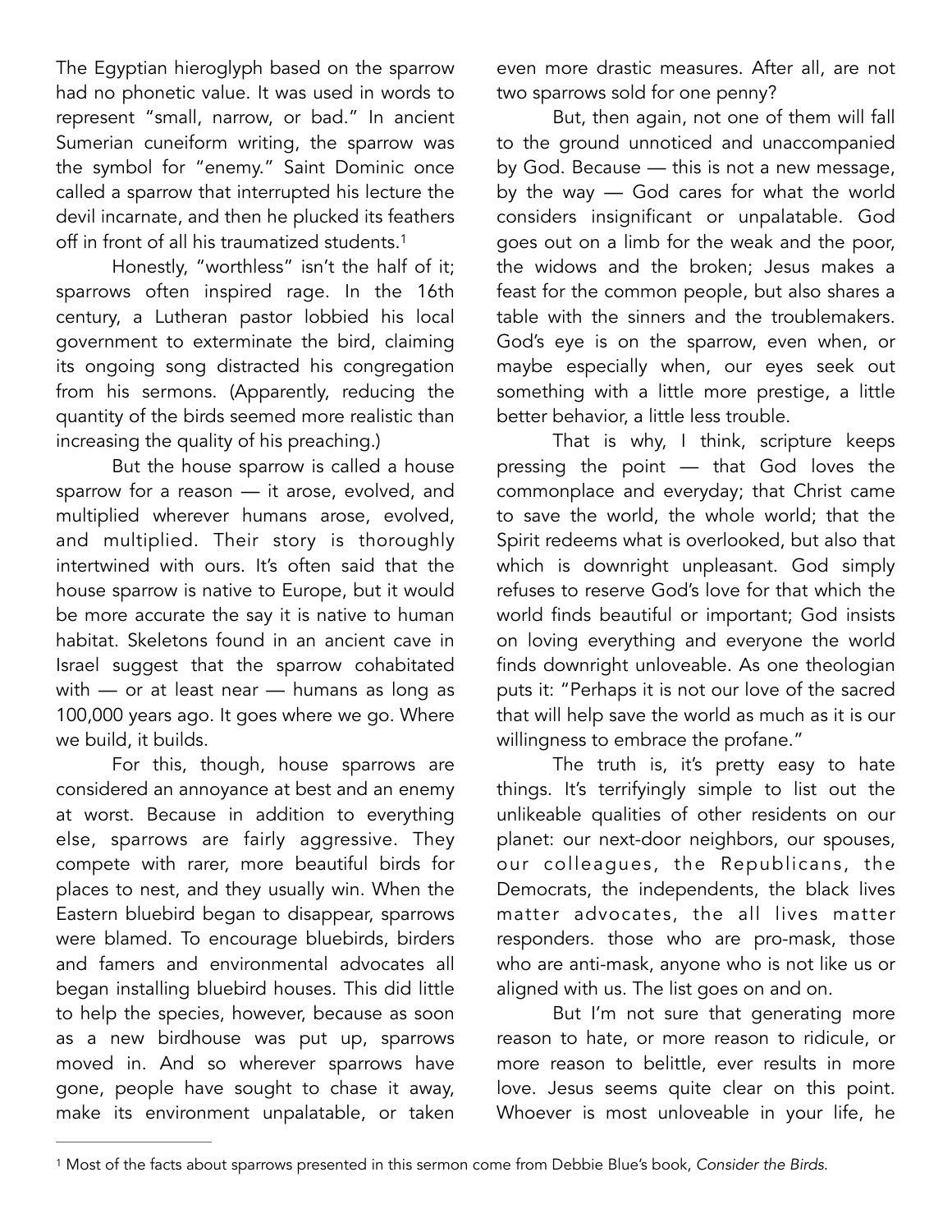The Egyptian hieroglyph based on the sparrow had no phonetic value. It was used in words to represent "small, narrow, or bad." In ancient Sumerian cuneiform writing, the sparrow was the symbol for "enemy." Saint Dominic once called a sparrow that interrupted his lecture the devil incarnate, and then he plucked its feathers off in front of all his traumatized students.[1]

Honestly, "worthless" isn't the half of it; sparrows often inspired rage. In the 16th century, a Lutheran pastor lobbied his local government to exterminate the bird, claiming its ongoing song distracted his congregation from his sermons. (Apparently, reducing the quantity of the birds seemed more realistic than increasing the quality of his preaching.)

But the house sparrow is called a house sparrow for a reason — it arose, evolved, and multiplied wherever humans arose, evolved, and multiplied. Their story is thoroughly intertwined with ours. It's often said that the house sparrow is native to Europe, but it would be more accurate the say it is native to human habitat. Skeletons found in an ancient cave in Israel suggest that the sparrow cohabitated with — or at least near — humans as long as 100,000 years ago. It goes where we go. Where we build, it builds.

For this, though, house sparrows are considered an annoyance at best and an enemy at worst. Because in addition to everything else, sparrows are fairly aggressive. They compete with rarer, more beautiful birds for places to nest, and they usually win. When the Eastern bluebird began to disappear, sparrows were blamed. To encourage bluebirds, birders and famers and environmental advocates all began installing bluebird houses. This did little to help the species, however, because as soon as a new birdhouse was put up, sparrows moved in. And so wherever sparrows have gone, people have sought to chase it away, make its environment unpalatable, or taken even more drastic measures. After all, are not two sparrows sold for one penny?

But, then again, not one of them will fall to the ground unnoticed and unaccompanied by God. Because — this is not a new message, by the way — God cares for what the world considers insignificant or unpalatable. God goes out on a limb for the weak and the poor, the widows and the broken; Jesus makes a feast for the common people, but also shares a table with the sinners and the troublemakers. God's eye is on the sparrow, even when, or maybe especially when, our eyes seek out something with a little more prestige, a little better behavior, a little less trouble.

That is why, I think, scripture keeps pressing the point — that God loves the commonplace and everyday; that Christ came to save the world, the whole world; that the Spirit redeems what is overlooked, but also that which is downright unpleasant. God simply refuses to reserve God's love for that which the world finds beautiful or important; God insists on loving everything and everyone the world finds downright unloveable. As one theologian puts it: "Perhaps it is not our love of the sacred that will help save the world as much as it is our willingness to embrace the profane."

The truth is, it's pretty easy to hate things. It's terrifyingly simple to list out the unlikeable qualities of other residents on our planet: our next-door neighbors, our spouses, our colleagues, the Republicans, the Democrats, the independents, the black lives matter advocates, the all lives matter responders. those who are pro-mask, those who are anti-mask, anyone who is not like us or aligned with us. The list goes on and on.

But I'm not sure that generating more reason to hate, or more reason to ridicule, or more reason to belittle, ever results in more love. Jesus seems quite clear on this point. Whoever is most unloveable in your life, he

---

[1] Most of the facts about sparrows presented in this sermon come from Debbie Blue's book, *Consider the Birds.*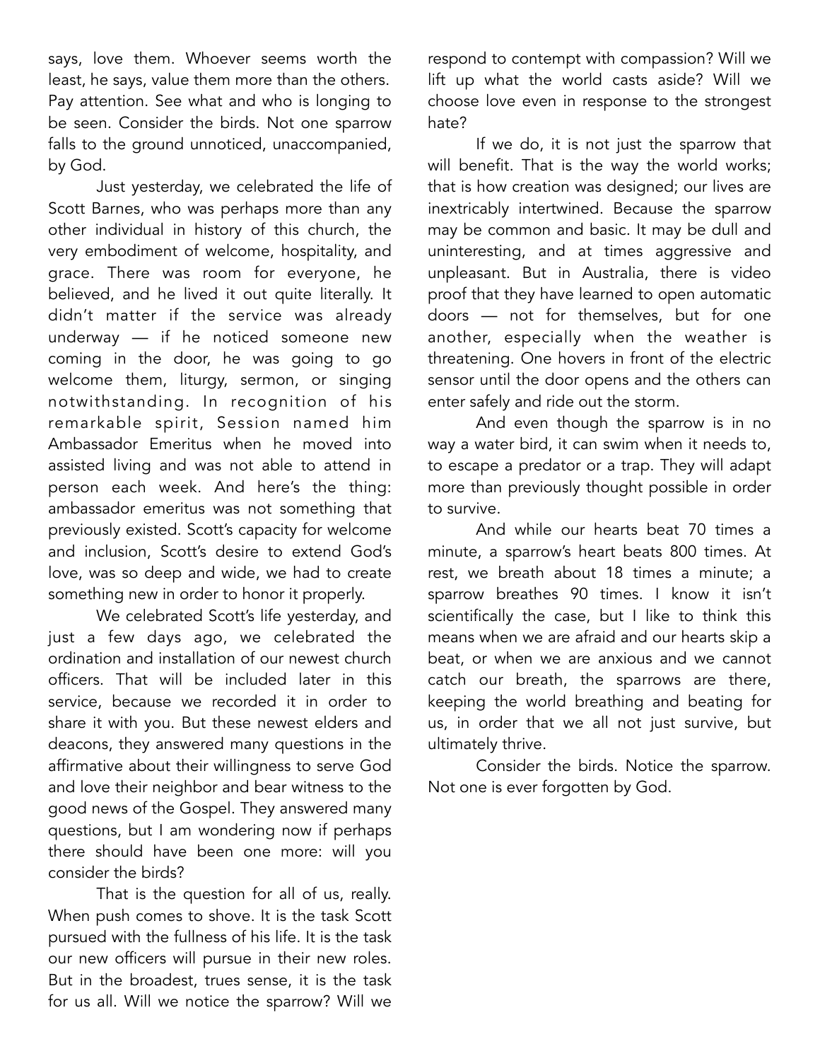says, love them. Whoever seems worth the least, he says, value them more than the others. Pay attention. See what and who is longing to be seen. Consider the birds. Not one sparrow falls to the ground unnoticed, unaccompanied, by God.

Just yesterday, we celebrated the life of Scott Barnes, who was perhaps more than any other individual in history of this church, the very embodiment of welcome, hospitality, and grace. There was room for everyone, he believed, and he lived it out quite literally. It didn't matter if the service was already underway — if he noticed someone new coming in the door, he was going to go welcome them, liturgy, sermon, or singing notwithstanding. In recognition of his remarkable spirit, Session named him Ambassador Emeritus when he moved into assisted living and was not able to attend in person each week. And here's the thing: ambassador emeritus was not something that previously existed. Scott's capacity for welcome and inclusion, Scott's desire to extend God's love, was so deep and wide, we had to create something new in order to honor it properly.

We celebrated Scott's life yesterday, and just a few days ago, we celebrated the ordination and installation of our newest church officers. That will be included later in this service, because we recorded it in order to share it with you. But these newest elders and deacons, they answered many questions in the affirmative about their willingness to serve God and love their neighbor and bear witness to the good news of the Gospel. They answered many questions, but I am wondering now if perhaps there should have been one more: will you consider the birds?

That is the question for all of us, really. When push comes to shove. It is the task Scott pursued with the fullness of his life. It is the task our new officers will pursue in their new roles. But in the broadest, trues sense, it is the task for us all. Will we notice the sparrow? Will we respond to contempt with compassion? Will we lift up what the world casts aside? Will we choose love even in response to the strongest hate?

If we do, it is not just the sparrow that will benefit. That is the way the world works; that is how creation was designed; our lives are inextricably intertwined. Because the sparrow may be common and basic. It may be dull and uninteresting, and at times aggressive and unpleasant. But in Australia, there is video proof that they have learned to open automatic doors — not for themselves, but for one another, especially when the weather is threatening. One hovers in front of the electric sensor until the door opens and the others can enter safely and ride out the storm.

And even though the sparrow is in no way a water bird, it can swim when it needs to, to escape a predator or a trap. They will adapt more than previously thought possible in order to survive.

And while our hearts beat 70 times a minute, a sparrow's heart beats 800 times. At rest, we breath about 18 times a minute; a sparrow breathes 90 times. I know it isn't scientifically the case, but I like to think this means when we are afraid and our hearts skip a beat, or when we are anxious and we cannot catch our breath, the sparrows are there, keeping the world breathing and beating for us, in order that we all not just survive, but ultimately thrive.

Consider the birds. Notice the sparrow. Not one is ever forgotten by God.